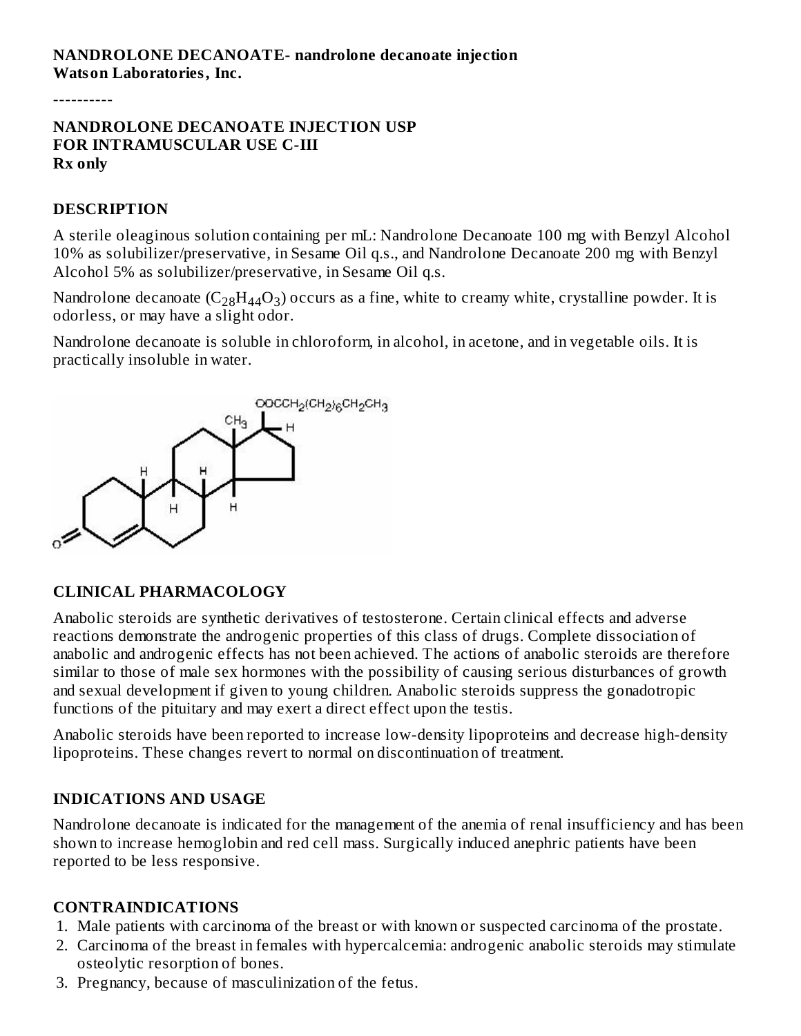**NANDROLONE DECANOATE- nandrolone decanoate injection**
**Watson Laboratories, Inc.**

----------

**NANDROLONE DECANOATE INJECTION USP**
**FOR INTRAMUSCULAR USE C-III**
**Rx only**

## DESCRIPTION

A sterile oleaginous solution containing per mL: Nandrolone Decanoate 100 mg with Benzyl Alcohol 10% as solubilizer/preservative, in Sesame Oil q.s., and Nandrolone Decanoate 200 mg with Benzyl Alcohol 5% as solubilizer/preservative, in Sesame Oil q.s.

Nandrolone decanoate ($C_{28}H_{44}O_3$) occurs as a fine, white to creamy white, crystalline powder. It is odorless, or may have a slight odor.

Nandrolone decanoate is soluble in chloroform, in alcohol, in acetone, and in vegetable oils. It is practically insoluble in water.

## CLINICAL PHARMACOLOGY

Anabolic steroids are synthetic derivatives of testosterone. Certain clinical effects and adverse reactions demonstrate the androgenic properties of this class of drugs. Complete dissociation of anabolic and androgenic effects has not been achieved. The actions of anabolic steroids are therefore similar to those of male sex hormones with the possibility of causing serious disturbances of growth and sexual development if given to young children. Anabolic steroids suppress the gonadotropic functions of the pituitary and may exert a direct effect upon the testis.

Anabolic steroids have been reported to increase low-density lipoproteins and decrease high-density lipoproteins. These changes revert to normal on discontinuation of treatment.

## INDICATIONS AND USAGE

Nandrolone decanoate is indicated for the management of the anemia of renal insufficiency and has been shown to increase hemoglobin and red cell mass. Surgically induced anephric patients have been reported to be less responsive.

## CONTRAINDICATIONS

1. Male patients with carcinoma of the breast or with known or suspected carcinoma of the prostate.
2. Carcinoma of the breast in females with hypercalcemia: androgenic anabolic steroids may stimulate osteolytic resorption of bones.
3. Pregnancy, because of masculinization of the fetus.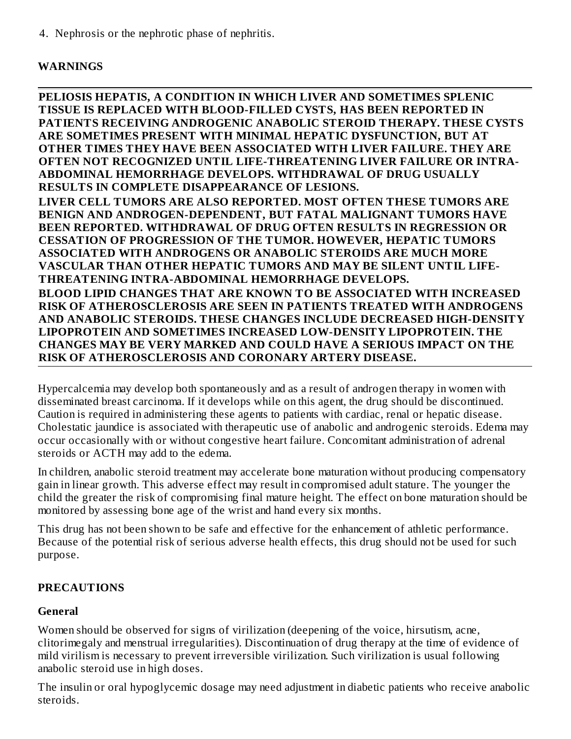4. Nephrosis or the nephrotic phase of nephritis.

## WARNINGS

---

**PELIOSIS HEPATIS, A CONDITION IN WHICH LIVER AND SOMETIMES SPLENIC TISSUE IS REPLACED WITH BLOOD-FILLED CYSTS, HAS BEEN REPORTED IN PATIENTS RECEIVING ANDROGENIC ANABOLIC STEROID THERAPY. THESE CYSTS ARE SOMETIMES PRESENT WITH MINIMAL HEPATIC DYSFUNCTION, BUT AT OTHER TIMES THEY HAVE BEEN ASSOCIATED WITH LIVER FAILURE. THEY ARE OFTEN NOT RECOGNIZED UNTIL LIFE-THREATENING LIVER FAILURE OR INTRA-ABDOMINAL HEMORRHAGE DEVELOPS. WITHDRAWAL OF DRUG USUALLY RESULTS IN COMPLETE DISAPPEARANCE OF LESIONS.**

**LIVER CELL TUMORS ARE ALSO REPORTED. MOST OFTEN THESE TUMORS ARE BENIGN AND ANDROGEN-DEPENDENT, BUT FATAL MALIGNANT TUMORS HAVE BEEN REPORTED. WITHDRAWAL OF DRUG OFTEN RESULTS IN REGRESSION OR CESSATION OF PROGRESSION OF THE TUMOR. HOWEVER, HEPATIC TUMORS ASSOCIATED WITH ANDROGENS OR ANABOLIC STEROIDS ARE MUCH MORE VASCULAR THAN OTHER HEPATIC TUMORS AND MAY BE SILENT UNTIL LIFE-THREATENING INTRA-ABDOMINAL HEMORRHAGE DEVELOPS.**

**BLOOD LIPID CHANGES THAT ARE KNOWN TO BE ASSOCIATED WITH INCREASED RISK OF ATHEROSCLEROSIS ARE SEEN IN PATIENTS TREATED WITH ANDROGENS AND ANABOLIC STEROIDS. THESE CHANGES INCLUDE DECREASED HIGH-DENSITY LIPOPROTEIN AND SOMETIMES INCREASED LOW-DENSITY LIPOPROTEIN. THE CHANGES MAY BE VERY MARKED AND COULD HAVE A SERIOUS IMPACT ON THE RISK OF ATHEROSCLEROSIS AND CORONARY ARTERY DISEASE.**

---

Hypercalcemia may develop both spontaneously and as a result of androgen therapy in women with disseminated breast carcinoma. If it develops while on this agent, the drug should be discontinued. Caution is required in administering these agents to patients with cardiac, renal or hepatic disease. Cholestatic jaundice is associated with therapeutic use of anabolic and androgenic steroids. Edema may occur occasionally with or without congestive heart failure. Concomitant administration of adrenal steroids or ACTH may add to the edema.

In children, anabolic steroid treatment may accelerate bone maturation without producing compensatory gain in linear growth. This adverse effect may result in compromised adult stature. The younger the child the greater the risk of compromising final mature height. The effect on bone maturation should be monitored by assessing bone age of the wrist and hand every six months.

This drug has not been shown to be safe and effective for the enhancement of athletic performance. Because of the potential risk of serious adverse health effects, this drug should not be used for such purpose.

## PRECAUTIONS

### General

Women should be observed for signs of virilization (deepening of the voice, hirsutism, acne, clitorimegaly and menstrual irregularities). Discontinuation of drug therapy at the time of evidence of mild virilism is necessary to prevent irreversible virilization. Such virilization is usual following anabolic steroid use in high doses.

The insulin or oral hypoglycemic dosage may need adjustment in diabetic patients who receive anabolic steroids.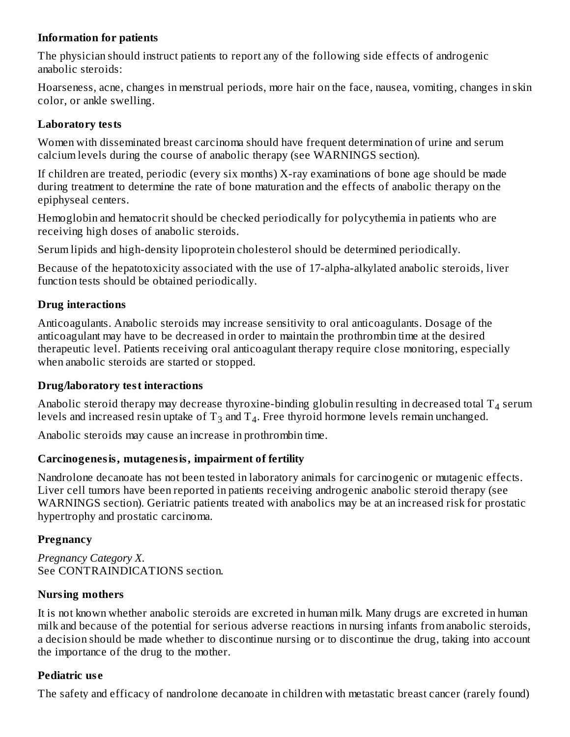### Information for patients

The physician should instruct patients to report any of the following side effects of androgenic anabolic steroids:

Hoarseness, acne, changes in menstrual periods, more hair on the face, nausea, vomiting, changes in skin color, or ankle swelling.

### Laboratory tests

Women with disseminated breast carcinoma should have frequent determination of urine and serum calcium levels during the course of anabolic therapy (see WARNINGS section).

If children are treated, periodic (every six months) X-ray examinations of bone age should be made during treatment to determine the rate of bone maturation and the effects of anabolic therapy on the epiphyseal centers.

Hemoglobin and hematocrit should be checked periodically for polycythemia in patients who are receiving high doses of anabolic steroids.

Serum lipids and high-density lipoprotein cholesterol should be determined periodically.

Because of the hepatotoxicity associated with the use of 17-alpha-alkylated anabolic steroids, liver function tests should be obtained periodically.

### Drug interactions

Anticoagulants. Anabolic steroids may increase sensitivity to oral anticoagulants. Dosage of the anticoagulant may have to be decreased in order to maintain the prothrombin time at the desired therapeutic level. Patients receiving oral anticoagulant therapy require close monitoring, especially when anabolic steroids are started or stopped.

### Drug/laboratory test interactions

Anabolic steroid therapy may decrease thyroxine-binding globulin resulting in decreased total $T_4$ serum levels and increased resin uptake of $T_3$ and $T_4$. Free thyroid hormone levels remain unchanged.

Anabolic steroids may cause an increase in prothrombin time.

### Carcinogenesis, mutagenesis, impairment of fertility

Nandrolone decanoate has not been tested in laboratory animals for carcinogenic or mutagenic effects. Liver cell tumors have been reported in patients receiving androgenic anabolic steroid therapy (see WARNINGS section). Geriatric patients treated with anabolics may be at an increased risk for prostatic hypertrophy and prostatic carcinoma.

### Pregnancy

*Pregnancy Category X.*
See CONTRAINDICATIONS section.

### Nursing mothers

It is not known whether anabolic steroids are excreted in human milk. Many drugs are excreted in human milk and because of the potential for serious adverse reactions in nursing infants from anabolic steroids, a decision should be made whether to discontinue nursing or to discontinue the drug, taking into account the importance of the drug to the mother.

### Pediatric use

The safety and efficacy of nandrolone decanoate in children with metastatic breast cancer (rarely found)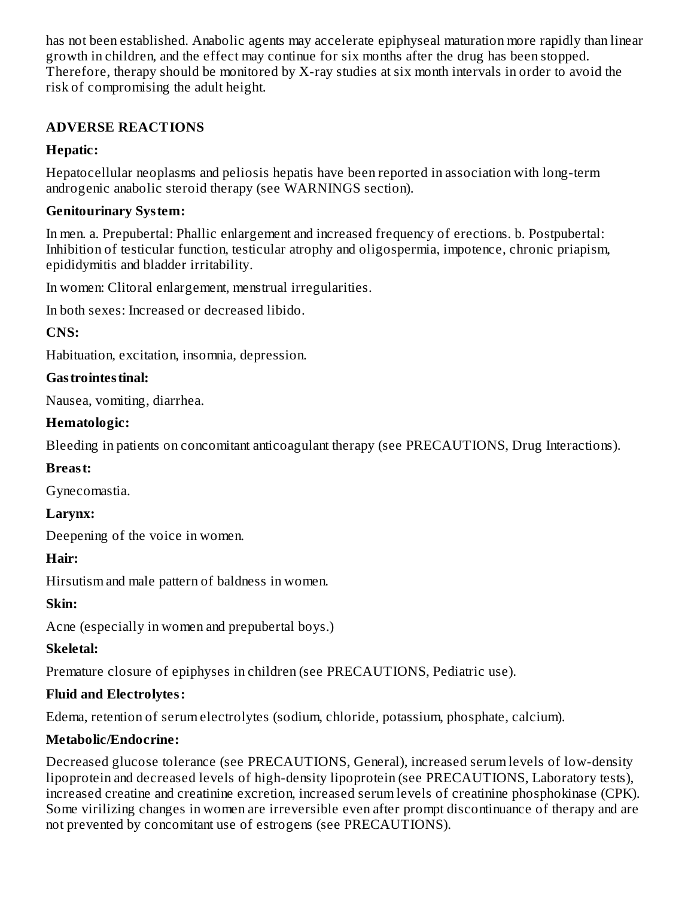has not been established. Anabolic agents may accelerate epiphyseal maturation more rapidly than linear growth in children, and the effect may continue for six months after the drug has been stopped. Therefore, therapy should be monitored by X-ray studies at six month intervals in order to avoid the risk of compromising the adult height.

## ADVERSE REACTIONS

**Hepatic:**

Hepatocellular neoplasms and peliosis hepatis have been reported in association with long-term androgenic anabolic steroid therapy (see WARNINGS section).

**Genitourinary System:**

In men. a. Prepubertal: Phallic enlargement and increased frequency of erections. b. Postpubertal: Inhibition of testicular function, testicular atrophy and oligospermia, impotence, chronic priapism, epididymitis and bladder irritability.

In women: Clitoral enlargement, menstrual irregularities.

In both sexes: Increased or decreased libido.

**CNS:**

Habituation, excitation, insomnia, depression.

**Gastrointestinal:**

Nausea, vomiting, diarrhea.

**Hematologic:**

Bleeding in patients on concomitant anticoagulant therapy (see PRECAUTIONS, Drug Interactions).

**Breast:**

Gynecomastia.

**Larynx:**

Deepening of the voice in women.

**Hair:**

Hirsutism and male pattern of baldness in women.

**Skin:**

Acne (especially in women and prepubertal boys.)

**Skeletal:**

Premature closure of epiphyses in children (see PRECAUTIONS, Pediatric use).

**Fluid and Electrolytes:**

Edema, retention of serum electrolytes (sodium, chloride, potassium, phosphate, calcium).

**Metabolic/Endocrine:**

Decreased glucose tolerance (see PRECAUTIONS, General), increased serum levels of low-density lipoprotein and decreased levels of high-density lipoprotein (see PRECAUTIONS, Laboratory tests), increased creatine and creatinine excretion, increased serum levels of creatinine phosphokinase (CPK). Some virilizing changes in women are irreversible even after prompt discontinuance of therapy and are not prevented by concomitant use of estrogens (see PRECAUTIONS).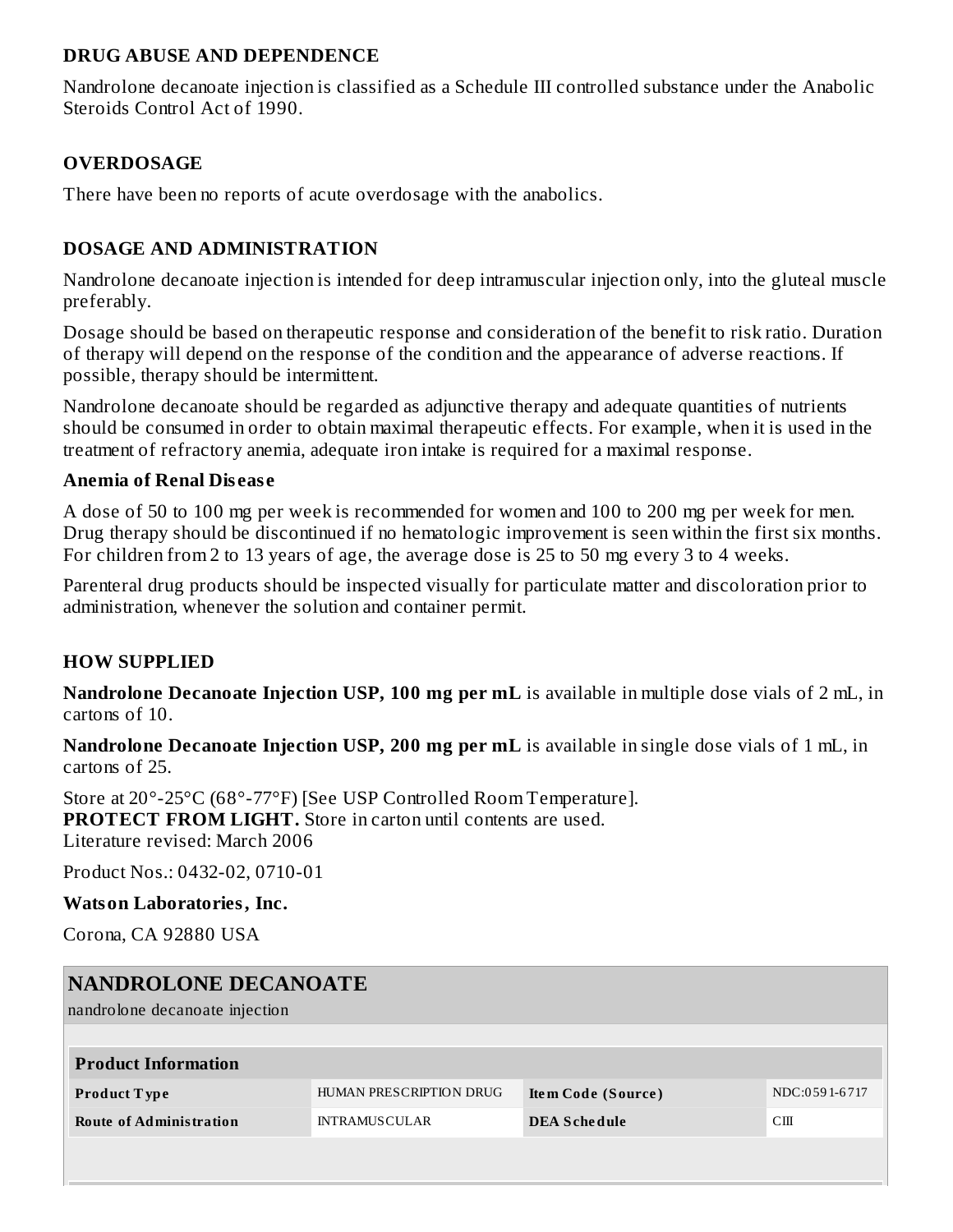## DRUG ABUSE AND DEPENDENCE

Nandrolone decanoate injection is classified as a Schedule III controlled substance under the Anabolic Steroids Control Act of 1990.

## OVERDOSAGE

There have been no reports of acute overdosage with the anabolics.

## DOSAGE AND ADMINISTRATION

Nandrolone decanoate injection is intended for deep intramuscular injection only, into the gluteal muscle preferably.

Dosage should be based on therapeutic response and consideration of the benefit to risk ratio. Duration of therapy will depend on the response of the condition and the appearance of adverse reactions. If possible, therapy should be intermittent.

Nandrolone decanoate should be regarded as adjunctive therapy and adequate quantities of nutrients should be consumed in order to obtain maximal therapeutic effects. For example, when it is used in the treatment of refractory anemia, adequate iron intake is required for a maximal response.

### Anemia of Renal Disease

A dose of 50 to 100 mg per week is recommended for women and 100 to 200 mg per week for men. Drug therapy should be discontinued if no hematologic improvement is seen within the first six months. For children from 2 to 13 years of age, the average dose is 25 to 50 mg every 3 to 4 weeks.

Parenteral drug products should be inspected visually for particulate matter and discoloration prior to administration, whenever the solution and container permit.

## HOW SUPPLIED

**Nandrolone Decanoate Injection USP, 100 mg per mL** is available in multiple dose vials of 2 mL, in cartons of 10.

**Nandrolone Decanoate Injection USP, 200 mg per mL** is available in single dose vials of 1 mL, in cartons of 25.

Store at 20°-25°C (68°-77°F) [See USP Controlled Room Temperature].
**PROTECT FROM LIGHT.** Store in carton until contents are used.
Literature revised: March 2006

Product Nos.: 0432-02, 0710-01

**Watson Laboratories, Inc.**

Corona, CA 92880 USA

## NANDROLONE DECANOATE

nandrolone decanoate injection

| Product Information | | | |
|---|---|---|---|
| **Product Type** | HUMAN PRESCRIPTION DRUG | **Item Code (Source)** | NDC:0591-6717 |
| **Route of Administration** | INTRAMUSCULAR | **DEA Schedule** | CIII |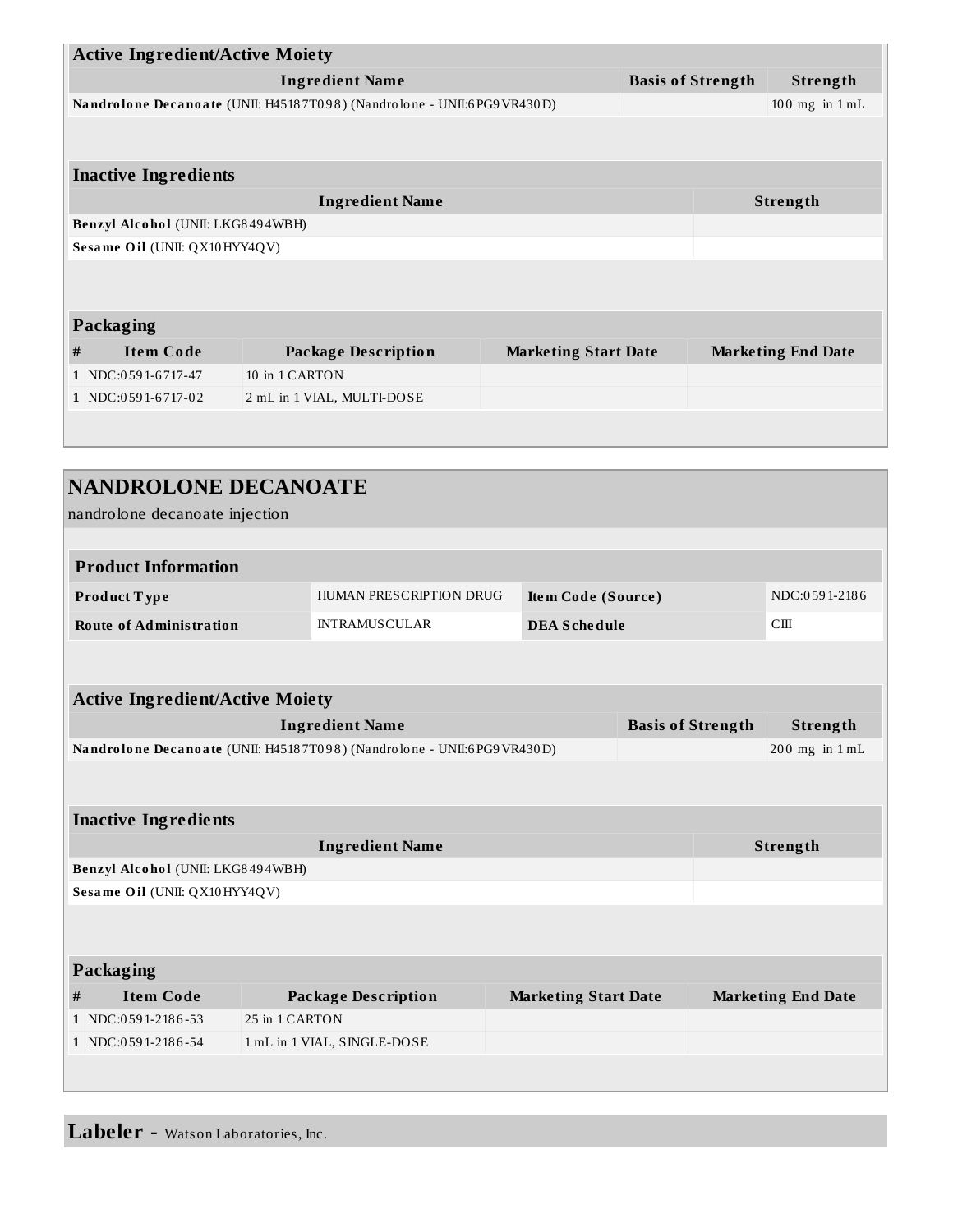| Active Ingredient/Active Moiety | | |
|---|---|---|
| **Ingredient Name** | **Basis of Strength** | **Strength** |
| **Nandrolone Decanoate** (UNII: H45187T098) (Nandrolone - UNII:6PG9VR430D) | | 100 mg in 1 mL |

| Inactive Ingredients | |
|---|---|
| **Ingredient Name** | **Strength** |
| **Benzyl Alcohol** (UNII: LKG8494WBH) | |
| **Sesame Oil** (UNII: QX10HYY4QV) | |

| Packaging | | | | |
|---|---|---|---|---|
| **#** | **Item Code** | **Package Description** | **Marketing Start Date** | **Marketing End Date** |
| 1 | NDC:0591-6717-47 | 10 in 1 CARTON | | |
| 1 | NDC:0591-6717-02 | 2 mL in 1 VIAL, MULTI-DOSE | | |

## NANDROLONE DECANOATE

nandrolone decanoate injection

| Product Information | | | |
|---|---|---|---|
| **Product Type** | HUMAN PRESCRIPTION DRUG | **Item Code (Source)** | NDC:0591-2186 |
| **Route of Administration** | INTRAMUSCULAR | **DEA Schedule** | CIII |

| Active Ingredient/Active Moiety | | |
|---|---|---|
| **Ingredient Name** | **Basis of Strength** | **Strength** |
| **Nandrolone Decanoate** (UNII: H45187T098) (Nandrolone - UNII:6PG9VR430D) | | 200 mg in 1 mL |

| Inactive Ingredients | |
|---|---|
| **Ingredient Name** | **Strength** |
| **Benzyl Alcohol** (UNII: LKG8494WBH) | |
| **Sesame Oil** (UNII: QX10HYY4QV) | |

| Packaging | | | | |
|---|---|---|---|---|
| **#** | **Item Code** | **Package Description** | **Marketing Start Date** | **Marketing End Date** |
| 1 | NDC:0591-2186-53 | 25 in 1 CARTON | | |
| 1 | NDC:0591-2186-54 | 1 mL in 1 VIAL, SINGLE-DOSE | | |

**Labeler -** Watson Laboratories, Inc.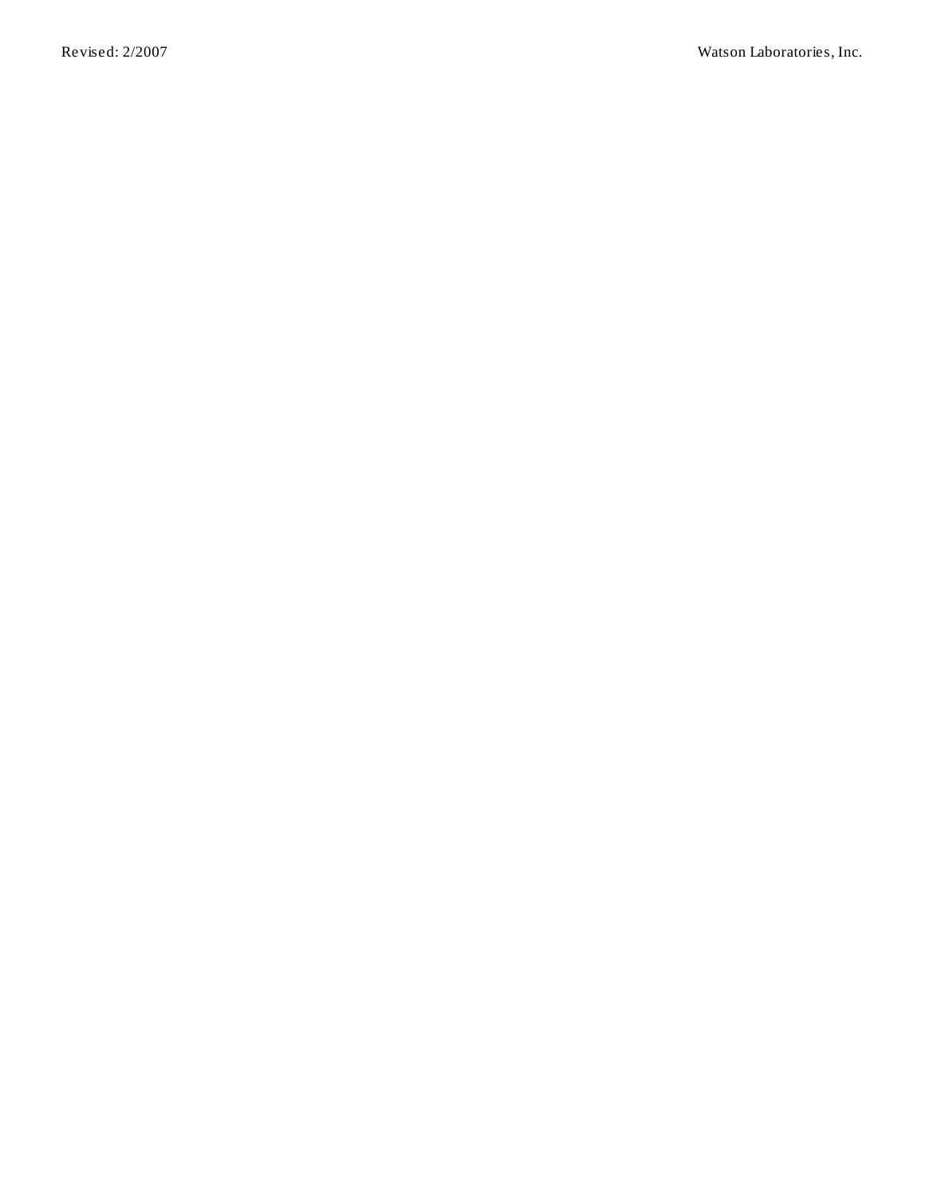Revised: 2/2007

Watson Laboratories, Inc.